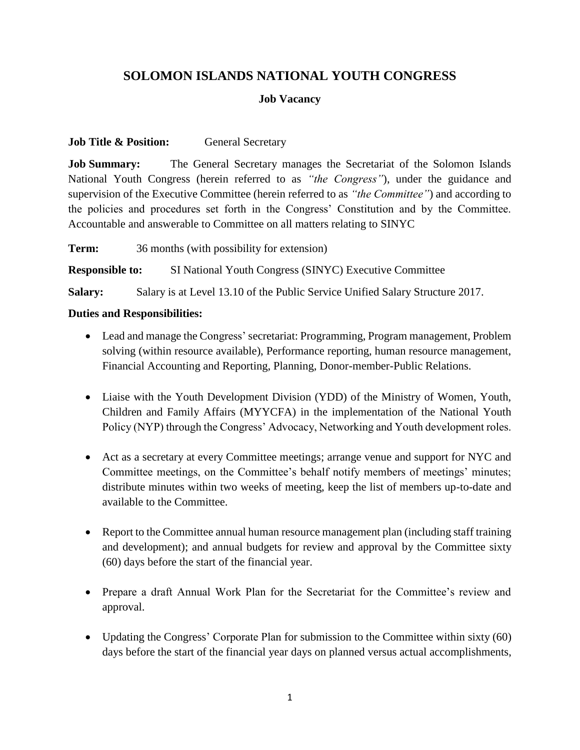# SOLOMON ISLANDS NATIONAL YOUTH CONGRESS

## Job Vacancy

**Job Title & Position:** General Secretary

**Job Summary:** The General Secretary manages the Secretariat of the Solomon Islands National Youth Congress (herein referred to as *"the Congress"*), under the guidance and supervision of the Executive Committee (herein referred to as *"the Committee"*) and according to the policies and procedures set forth in the Congress' Constitution and by the Committee. Accountable and answerable to Committee on all matters relating to SINYC

**Term:** 36 months (with possibility for extension)

**Responsible to:** SI National Youth Congress (SINYC) Executive Committee

**Salary:** Salary is at Level 13.10 of the Public Service Unified Salary Structure 2017.

**Duties and Responsibilities:**

- Lead and manage the Congress' secretariat: Programming, Program management, Problem solving (within resource available), Performance reporting, human resource management, Financial Accounting and Reporting, Planning, Donor-member-Public Relations.
- Liaise with the Youth Development Division (YDD) of the Ministry of Women, Youth, Children and Family Affairs (MYYCFA) in the implementation of the National Youth Policy (NYP) through the Congress' Advocacy, Networking and Youth development roles.
- Act as a secretary at every Committee meetings; arrange venue and support for NYC and Committee meetings, on the Committee's behalf notify members of meetings' minutes; distribute minutes within two weeks of meeting, keep the list of members up-to-date and available to the Committee.
- Report to the Committee annual human resource management plan (including staff training and development); and annual budgets for review and approval by the Committee sixty (60) days before the start of the financial year.
- Prepare a draft Annual Work Plan for the Secretariat for the Committee's review and approval.
- Updating the Congress' Corporate Plan for submission to the Committee within sixty (60) days before the start of the financial year days on planned versus actual accomplishments,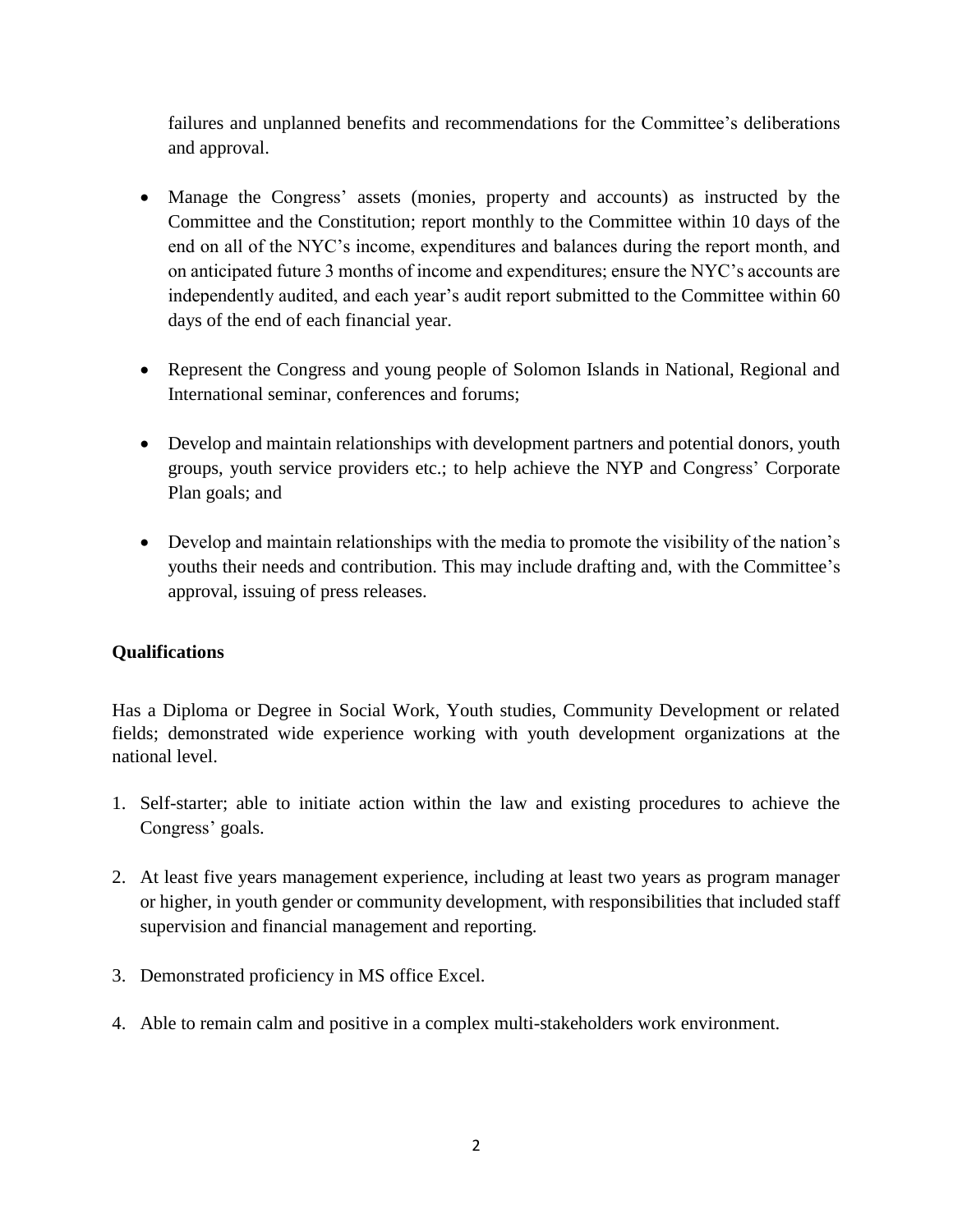failures and unplanned benefits and recommendations for the Committee's deliberations and approval.

- Manage the Congress' assets (monies, property and accounts) as instructed by the Committee and the Constitution; report monthly to the Committee within 10 days of the end on all of the NYC's income, expenditures and balances during the report month, and on anticipated future 3 months of income and expenditures; ensure the NYC's accounts are independently audited, and each year's audit report submitted to the Committee within 60 days of the end of each financial year.

- Represent the Congress and young people of Solomon Islands in National, Regional and International seminar, conferences and forums;

- Develop and maintain relationships with development partners and potential donors, youth groups, youth service providers etc.; to help achieve the NYP and Congress' Corporate Plan goals; and

- Develop and maintain relationships with the media to promote the visibility of the nation's youths their needs and contribution. This may include drafting and, with the Committee's approval, issuing of press releases.

**Qualifications**

Has a Diploma or Degree in Social Work, Youth studies, Community Development or related fields; demonstrated wide experience working with youth development organizations at the national level.

1. Self-starter; able to initiate action within the law and existing procedures to achieve the Congress' goals.

2. At least five years management experience, including at least two years as program manager or higher, in youth gender or community development, with responsibilities that included staff supervision and financial management and reporting.

3. Demonstrated proficiency in MS office Excel.

4. Able to remain calm and positive in a complex multi-stakeholders work environment.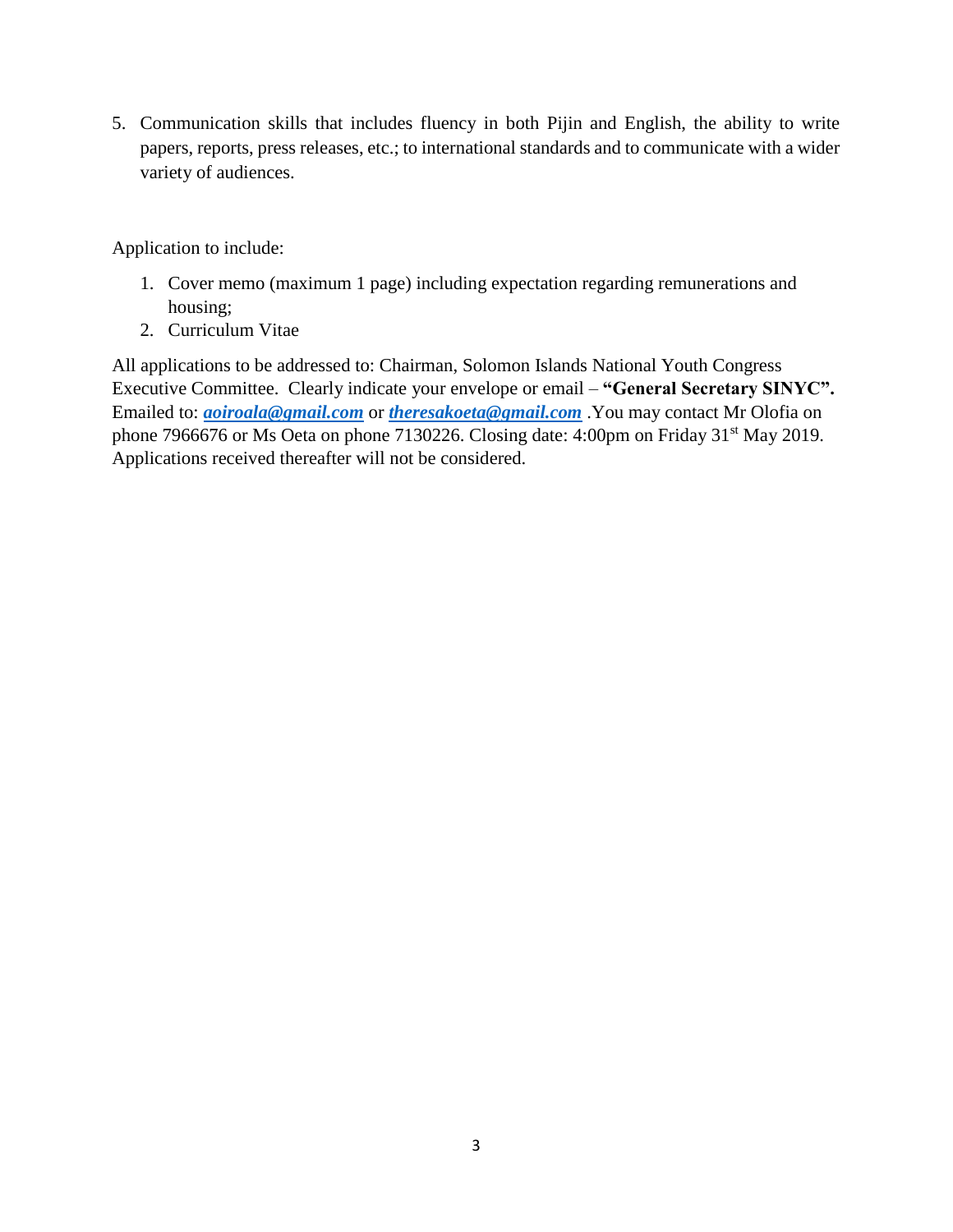5. Communication skills that includes fluency in both Pijin and English, the ability to write papers, reports, press releases, etc.; to international standards and to communicate with a wider variety of audiences.

Application to include:

1. Cover memo (maximum 1 page) including expectation regarding remunerations and housing;
2. Curriculum Vitae

All applications to be addressed to: Chairman, Solomon Islands National Youth Congress Executive Committee. Clearly indicate your envelope or email – **"General Secretary SINYC".** Emailed to: ***aoiroala@gmail.com*** or ***theresakoeta@gmail.com*** .You may contact Mr Olofia on phone 7966676 or Ms Oeta on phone 7130226. Closing date: 4:00pm on Friday 31st May 2019. Applications received thereafter will not be considered.